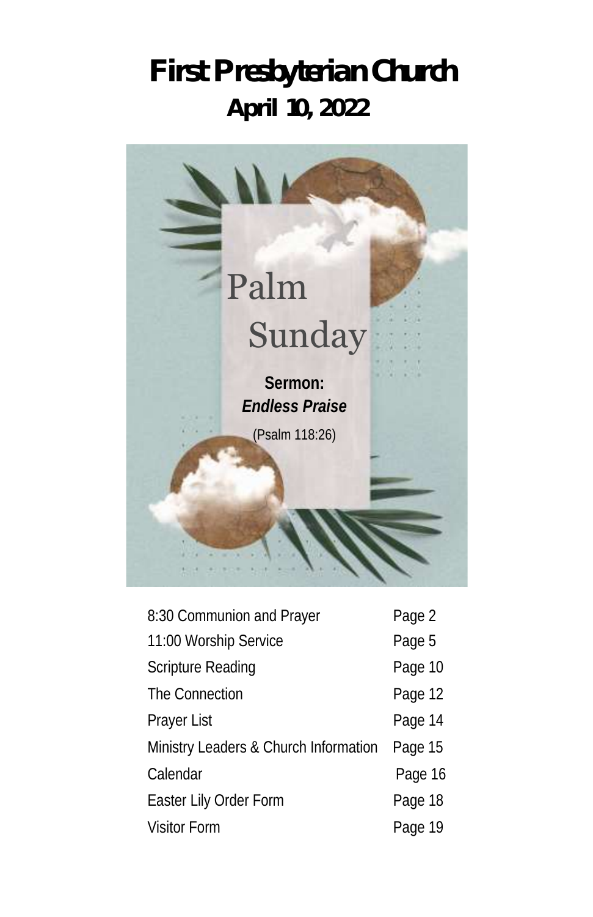# First Presbyterian Church

## April 10, 2022

Palm Sunday

**Sermon:**
***Endless Praise***
(Psalm 118:26)

| | |
|---|---|
| 8:30 Communion and Prayer | Page 2 |
| 11:00 Worship Service | Page 5 |
| Scripture Reading | Page 10 |
| The Connection | Page 12 |
| Prayer List | Page 14 |
| Ministry Leaders & Church Information | Page 15 |
| Calendar | Page 16 |
| Easter Lily Order Form | Page 18 |
| Visitor Form | Page 19 |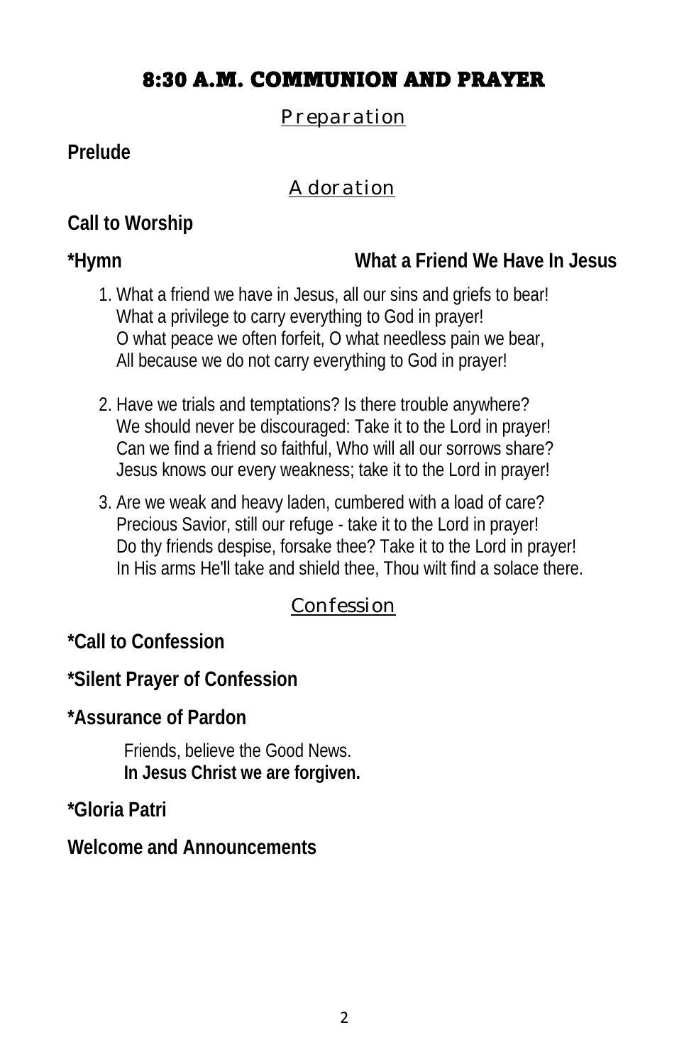# 8:30 A.M. COMMUNION AND PRAYER

## Preparation

**Prelude**

## Adoration

**Call to Worship**

**\*Hymn** **What a Friend We Have In Jesus**

1. What a friend we have in Jesus, all our sins and griefs to bear!
   What a privilege to carry everything to God in prayer!
   O what peace we often forfeit, O what needless pain we bear,
   All because we do not carry everything to God in prayer!

2. Have we trials and temptations? Is there trouble anywhere?
   We should never be discouraged: Take it to the Lord in prayer!
   Can we find a friend so faithful, Who will all our sorrows share?
   Jesus knows our every weakness; take it to the Lord in prayer!

3. Are we weak and heavy laden, cumbered with a load of care?
   Precious Savior, still our refuge - take it to the Lord in prayer!
   Do thy friends despise, forsake thee? Take it to the Lord in prayer!
   In His arms He'll take and shield thee, Thou wilt find a solace there.

## Confession

**\*Call to Confession**

**\*Silent Prayer of Confession**

**\*Assurance of Pardon**

Friends, believe the Good News.
**In Jesus Christ we are forgiven.**

**\*Gloria Patri**

**Welcome and Announcements**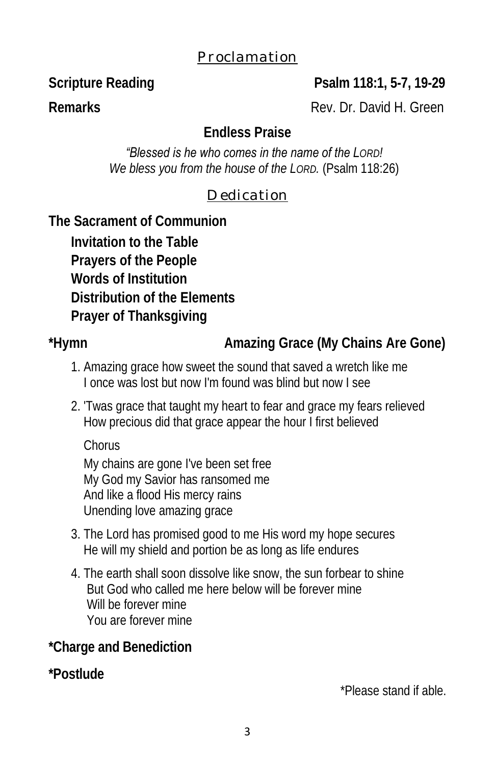## Proclamation

**Scripture Reading** **Psalm 118:1, 5-7, 19-29**

**Remarks** Rev. Dr. David H. Green

### Endless Praise

*"Blessed is he who comes in the name of the LORD!*
*We bless you from the house of the LORD.* (Psalm 118:26)

## Dedication

**The Sacrament of Communion**

- **Invitation to the Table**
- **Prayers of the People**
- **Words of Institution**
- **Distribution of the Elements**
- **Prayer of Thanksgiving**

**\*Hymn** **Amazing Grace (My Chains Are Gone)**

1. Amazing grace how sweet the sound that saved a wretch like me
   I once was lost but now I'm found was blind but now I see
2. 'Twas grace that taught my heart to fear and grace my fears relieved
   How precious did that grace appear the hour I first believed

   Chorus

   My chains are gone I've been set free
   My God my Savior has ransomed me
   And like a flood His mercy rains
   Unending love amazing grace
3. The Lord has promised good to me His word my hope secures
   He will my shield and portion be as long as life endures
4. The earth shall soon dissolve like snow, the sun forbear to shine
   But God who called me here below will be forever mine
   Will be forever mine
   You are forever mine

**\*Charge and Benediction**

**\*Postlude**

\*Please stand if able.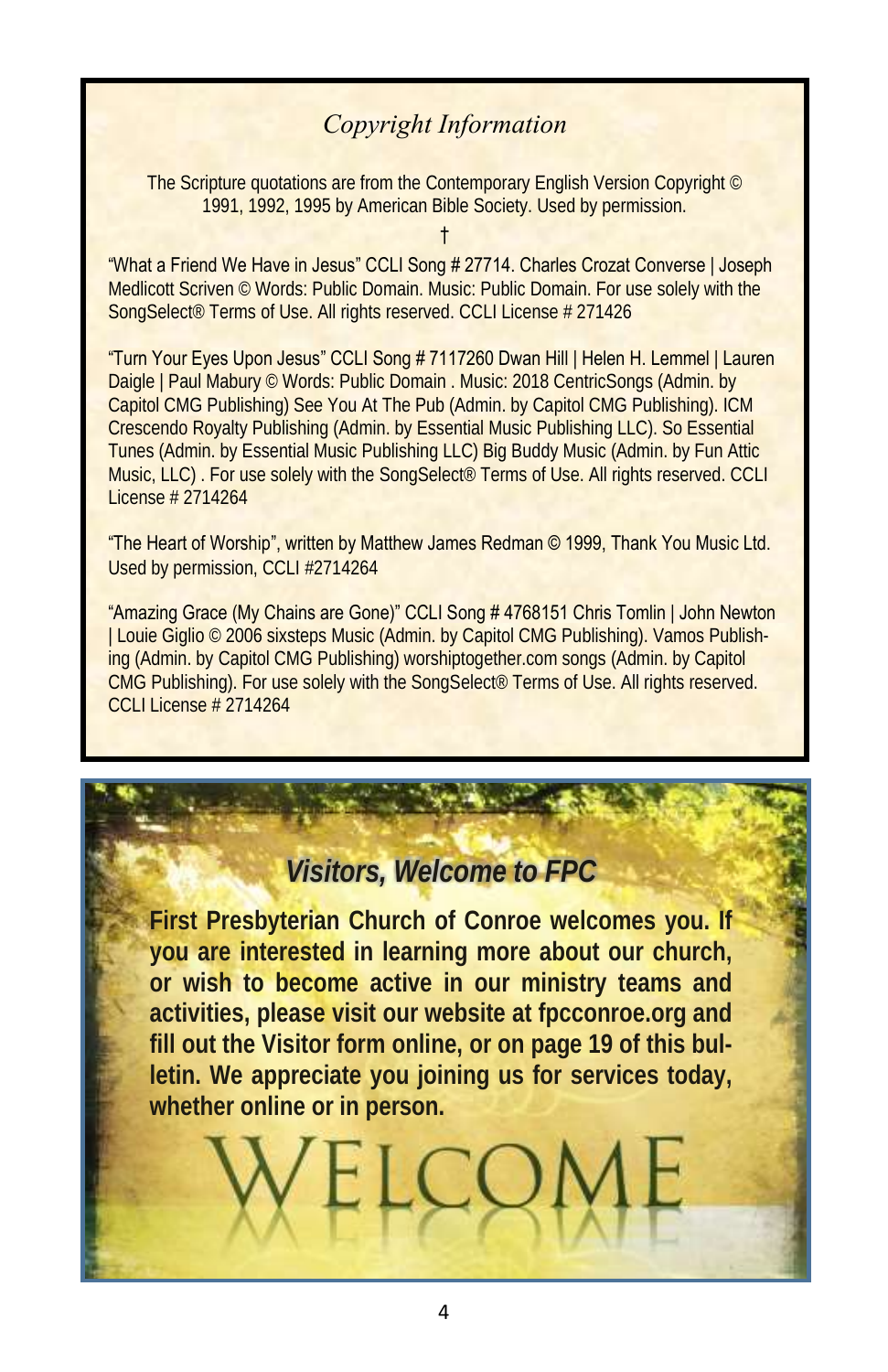## *Copyright Information*

The Scripture quotations are from the Contemporary English Version Copyright © 1991, 1992, 1995 by American Bible Society. Used by permission.

†

"What a Friend We Have in Jesus" CCLI Song # 27714. Charles Crozat Converse | Joseph Medlicott Scriven © Words: Public Domain. Music: Public Domain. For use solely with the SongSelect® Terms of Use. All rights reserved. CCLI License # 271426

"Turn Your Eyes Upon Jesus" CCLI Song # 7117260 Dwan Hill | Helen H. Lemmel | Lauren Daigle | Paul Mabury © Words: Public Domain . Music: 2018 CentricSongs (Admin. by Capitol CMG Publishing) See You At The Pub (Admin. by Capitol CMG Publishing). ICM Crescendo Royalty Publishing (Admin. by Essential Music Publishing LLC). So Essential Tunes (Admin. by Essential Music Publishing LLC) Big Buddy Music (Admin. by Fun Attic Music, LLC) . For use solely with the SongSelect® Terms of Use. All rights reserved. CCLI License # 2714264

"The Heart of Worship", written by Matthew James Redman © 1999, Thank You Music Ltd. Used by permission, CCLI #2714264

"Amazing Grace (My Chains are Gone)" CCLI Song # 4768151 Chris Tomlin | John Newton | Louie Giglio © 2006 sixsteps Music (Admin. by Capitol CMG Publishing). Vamos Publishing (Admin. by Capitol CMG Publishing) worshiptogether.com songs (Admin. by Capitol CMG Publishing). For use solely with the SongSelect® Terms of Use. All rights reserved. CCLI License # 2714264

## *Visitors, Welcome to FPC*

**First Presbyterian Church of Conroe welcomes you. If you are interested in learning more about our church, or wish to become active in our ministry teams and activities, please visit our website at fpcconroe.org and fill out the Visitor form online, or on page 19 of this bulletin. We appreciate you joining us for services today, whether online or in person.**

WELCOME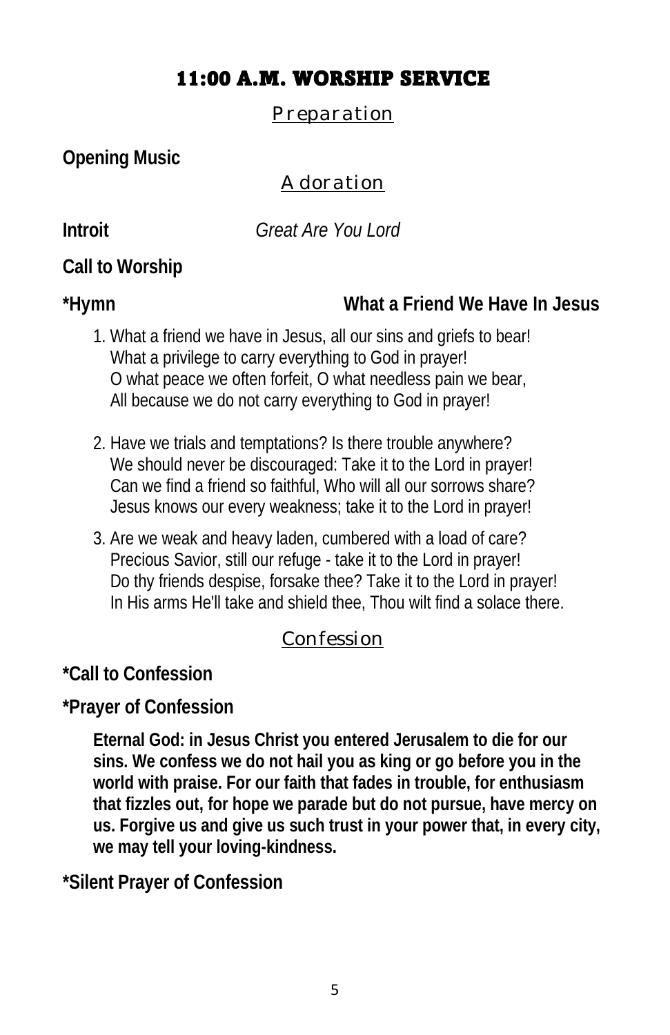# 11:00 A.M. WORSHIP SERVICE

## Preparation

**Opening Music**

## Adoration

**Introit** *Great Are You Lord*

**Call to Worship**

***Hymn** **What a Friend We Have In Jesus**

1. What a friend we have in Jesus, all our sins and griefs to bear!
   What a privilege to carry everything to God in prayer!
   O what peace we often forfeit, O what needless pain we bear,
   All because we do not carry everything to God in prayer!

2. Have we trials and temptations? Is there trouble anywhere?
   We should never be discouraged: Take it to the Lord in prayer!
   Can we find a friend so faithful, Who will all our sorrows share?
   Jesus knows our every weakness; take it to the Lord in prayer!

3. Are we weak and heavy laden, cumbered with a load of care?
   Precious Savior, still our refuge - take it to the Lord in prayer!
   Do thy friends despise, forsake thee? Take it to the Lord in prayer!
   In His arms He'll take and shield thee, Thou wilt find a solace there.

## Confession

***Call to Confession**

***Prayer of Confession**

**Eternal God: in Jesus Christ you entered Jerusalem to die for our sins. We confess we do not hail you as king or go before you in the world with praise. For our faith that fades in trouble, for enthusiasm that fizzles out, for hope we parade but do not pursue, have mercy on us. Forgive us and give us such trust in your power that, in every city, we may tell your loving-kindness.**

***Silent Prayer of Confession**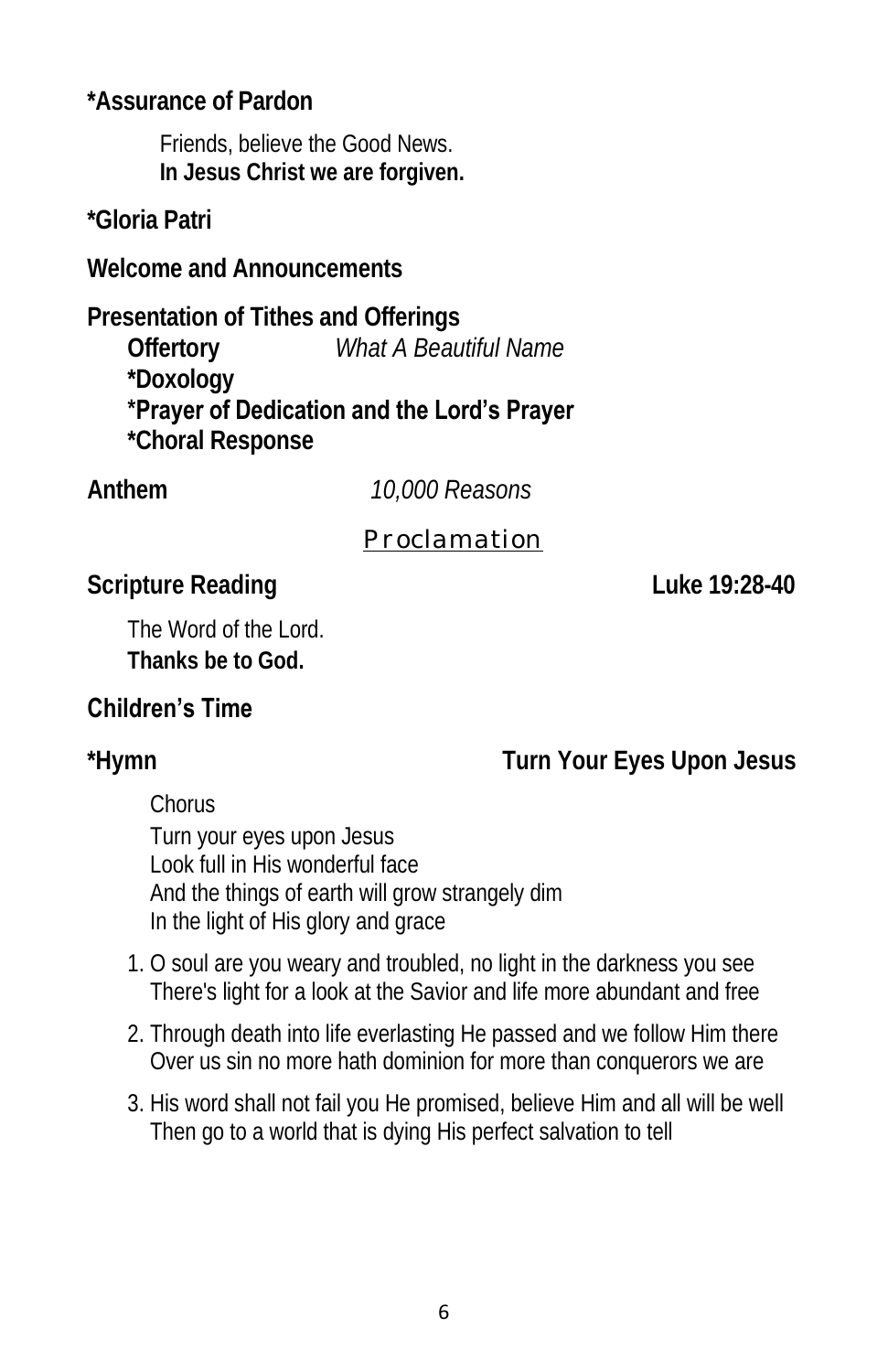**\*Assurance of Pardon**

Friends, believe the Good News.
**In Jesus Christ we are forgiven.**

**\*Gloria Patri**

**Welcome and Announcements**

**Presentation of Tithes and Offerings**

**Offertory** *What A Beautiful Name*
**\*Doxology**
**\*Prayer of Dedication and the Lord's Prayer**
**\*Choral Response**

**Anthem** *10,000 Reasons*

## Proclamation

**Scripture Reading** **Luke 19:28-40**

The Word of the Lord.
**Thanks be to God.**

**Children's Time**

**\*Hymn** **Turn Your Eyes Upon Jesus**

Chorus
Turn your eyes upon Jesus
Look full in His wonderful face
And the things of earth will grow strangely dim
In the light of His glory and grace

1. O soul are you weary and troubled, no light in the darkness you see
   There's light for a look at the Savior and life more abundant and free
2. Through death into life everlasting He passed and we follow Him there
   Over us sin no more hath dominion for more than conquerors we are
3. His word shall not fail you He promised, believe Him and all will be well
   Then go to a world that is dying His perfect salvation to tell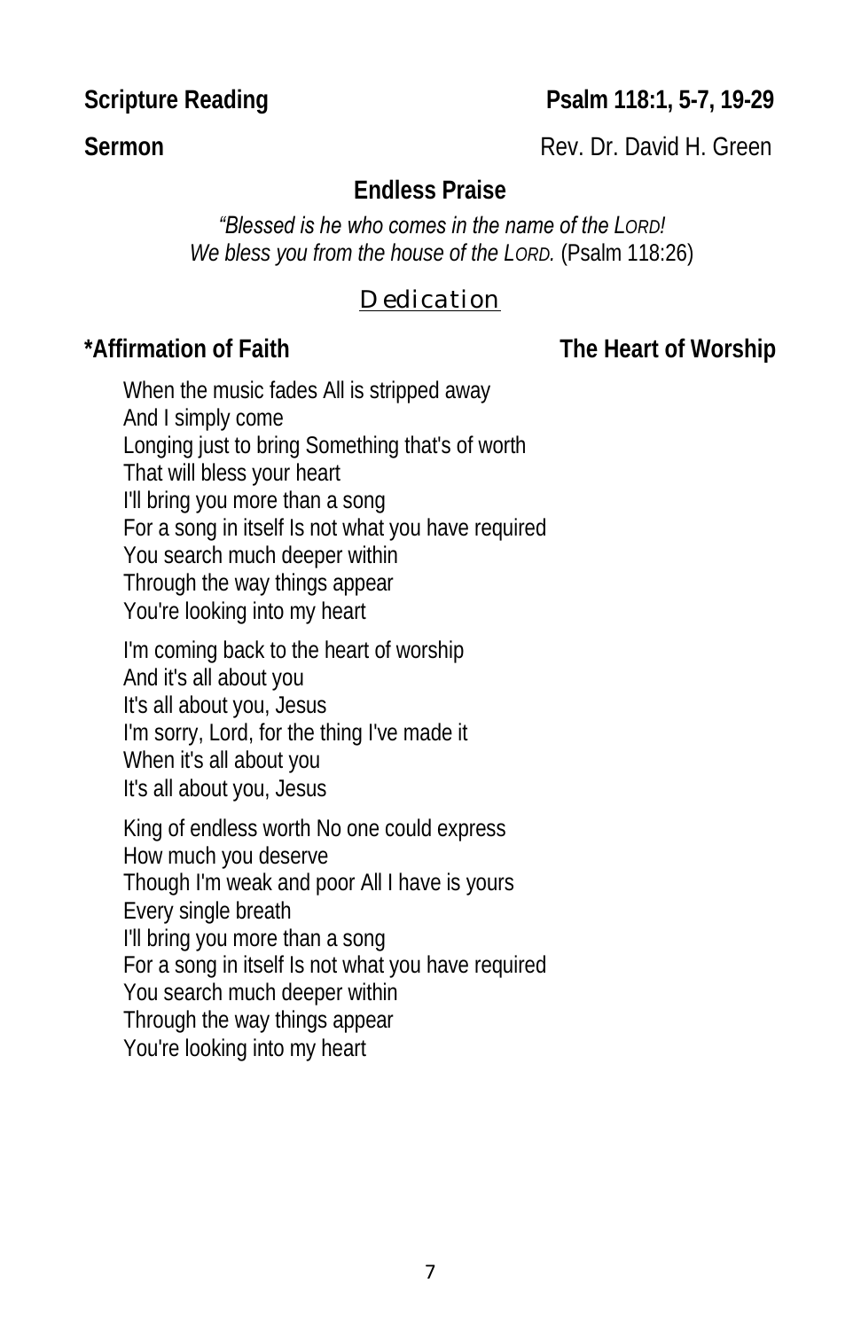**Scripture Reading** **Psalm 118:1, 5-7, 19-29**

**Sermon** Rev. Dr. David H. Green

**Endless Praise**

*"Blessed is he who comes in the name of the LORD!*
*We bless you from the house of the LORD.* (Psalm 118:26)

## Dedication

**\*Affirmation of Faith** **The Heart of Worship**

When the music fades All is stripped away
And I simply come
Longing just to bring Something that's of worth
That will bless your heart
I'll bring you more than a song
For a song in itself Is not what you have required
You search much deeper within
Through the way things appear
You're looking into my heart

I'm coming back to the heart of worship
And it's all about you
It's all about you, Jesus
I'm sorry, Lord, for the thing I've made it
When it's all about you
It's all about you, Jesus

King of endless worth No one could express
How much you deserve
Though I'm weak and poor All I have is yours
Every single breath
I'll bring you more than a song
For a song in itself Is not what you have required
You search much deeper within
Through the way things appear
You're looking into my heart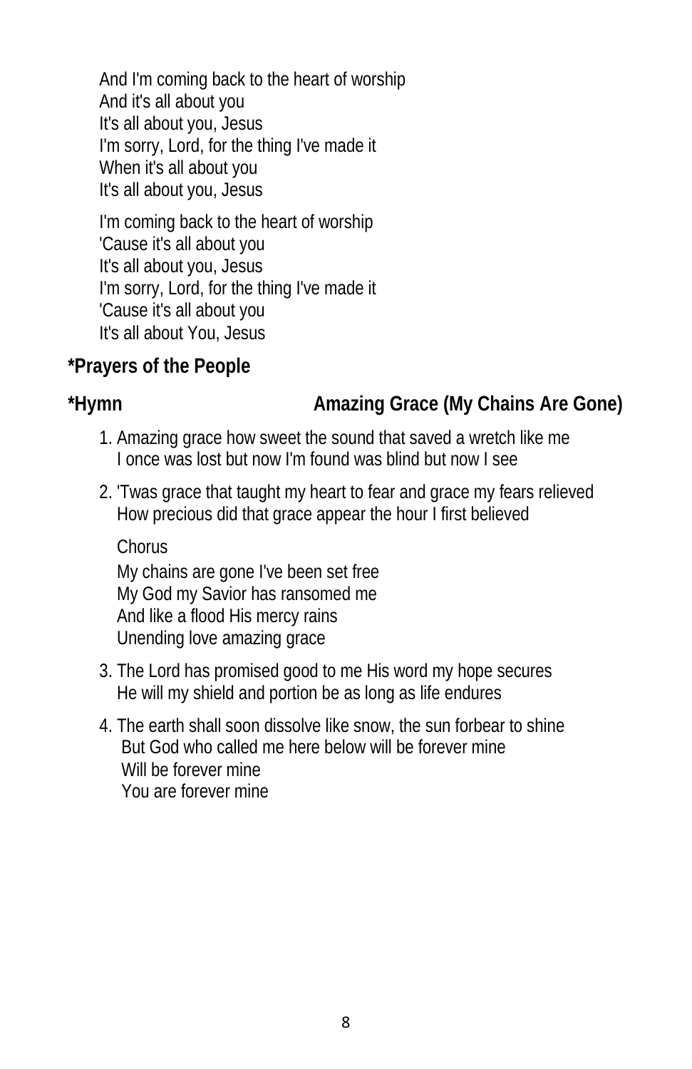And I'm coming back to the heart of worship
And it's all about you
It's all about you, Jesus
I'm sorry, Lord, for the thing I've made it
When it's all about you
It's all about you, Jesus

I'm coming back to the heart of worship
'Cause it's all about you
It's all about you, Jesus
I'm sorry, Lord, for the thing I've made it
'Cause it's all about you
It's all about You, Jesus

**\*Prayers of the People**

**\*Hymn Amazing Grace (My Chains Are Gone)**

1. Amazing grace how sweet the sound that saved a wretch like me
   I once was lost but now I'm found was blind but now I see

2. 'Twas grace that taught my heart to fear and grace my fears relieved
   How precious did that grace appear the hour I first believed

   Chorus

   My chains are gone I've been set free
   My God my Savior has ransomed me
   And like a flood His mercy rains
   Unending love amazing grace

3. The Lord has promised good to me His word my hope secures
   He will my shield and portion be as long as life endures

4. The earth shall soon dissolve like snow, the sun forbear to shine
   But God who called me here below will be forever mine
   Will be forever mine
   You are forever mine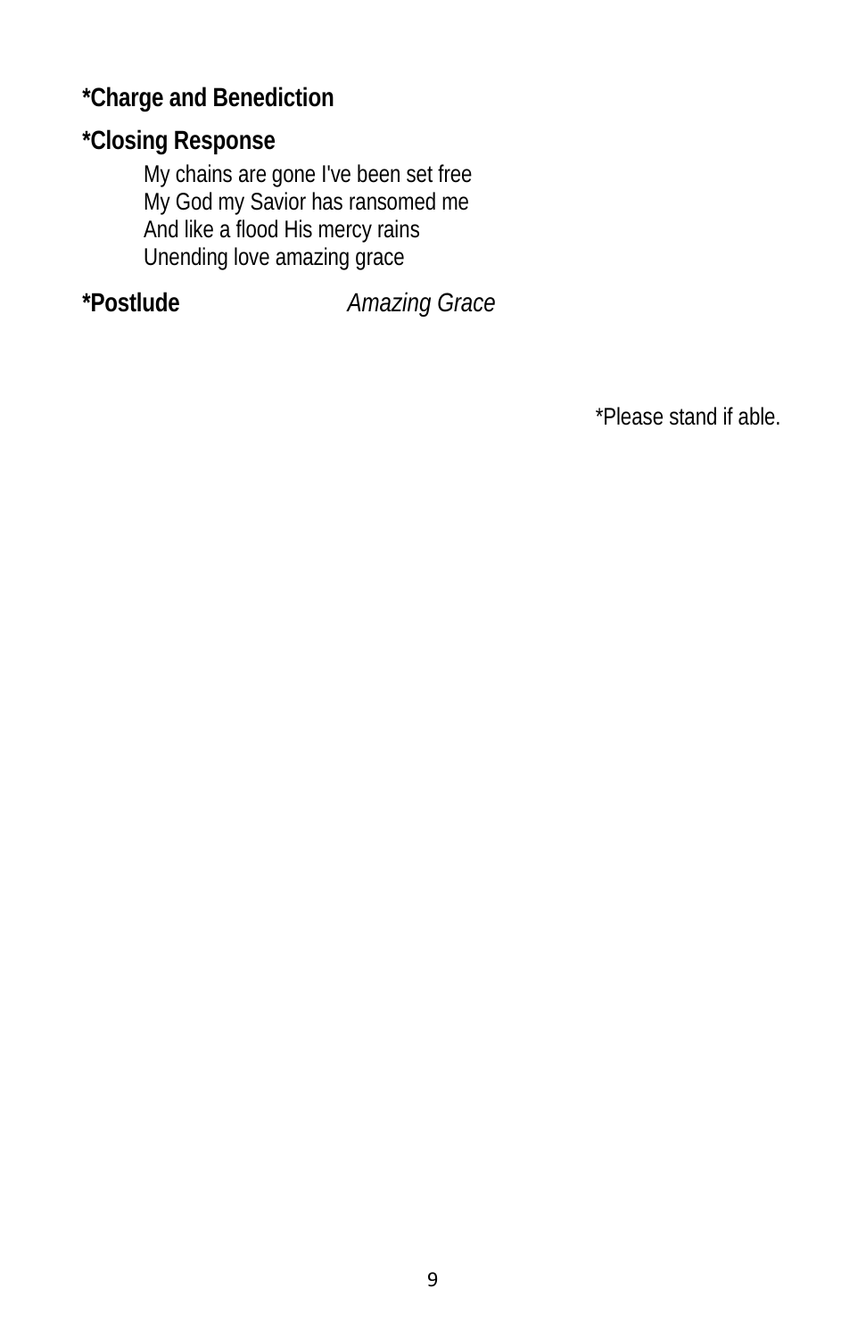**\*Charge and Benediction**

**\*Closing Response**

My chains are gone I've been set free
My God my Savior has ransomed me
And like a flood His mercy rains
Unending love amazing grace

**\*Postlude** *Amazing Grace*

\*Please stand if able.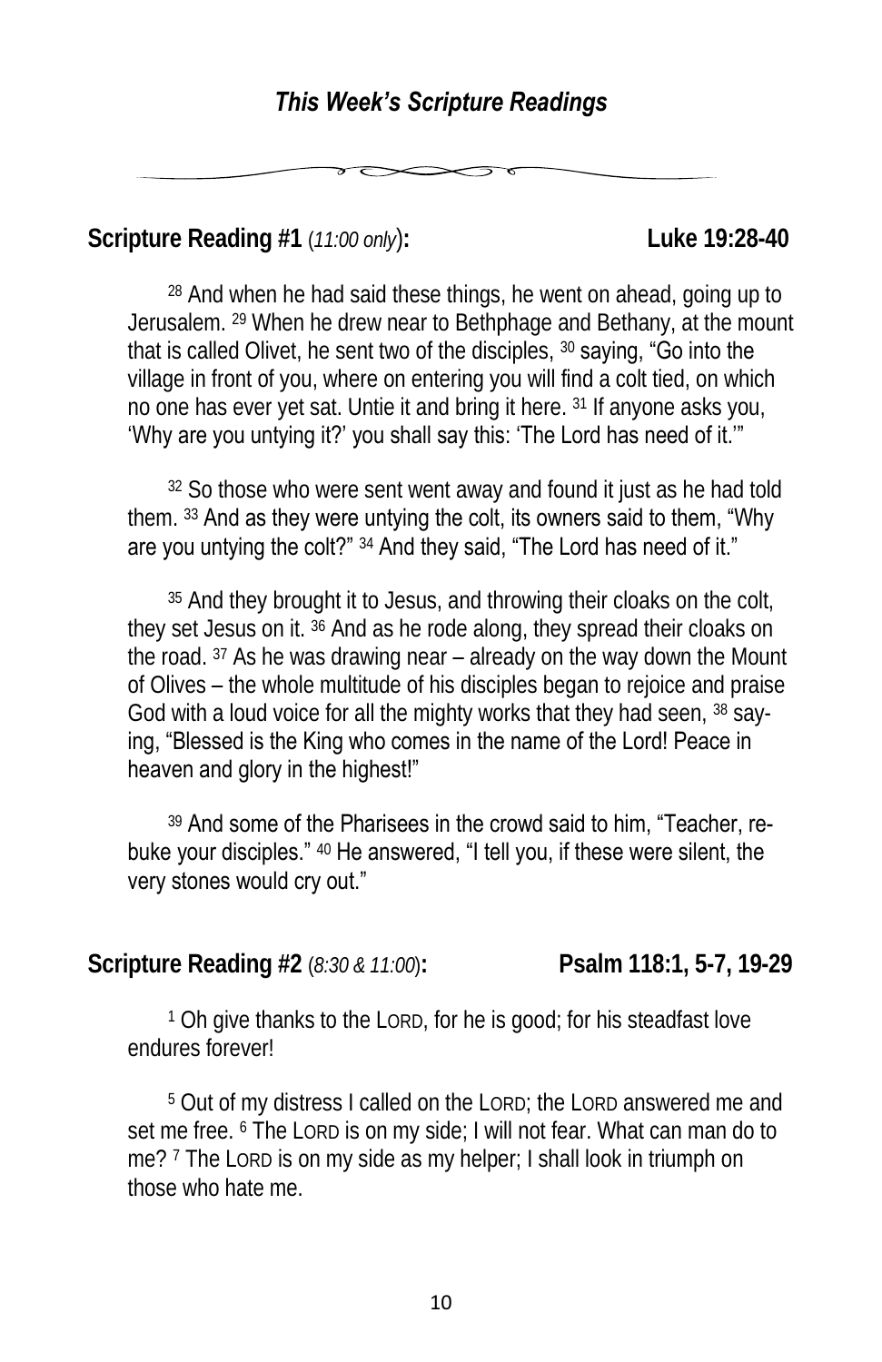### *This Week's Scripture Readings*

**Scripture Reading #1** (*11:00 only*)**:** **Luke 19:28-40**

[28] And when he had said these things, he went on ahead, going up to Jerusalem. [29] When he drew near to Bethphage and Bethany, at the mount that is called Olivet, he sent two of the disciples, [30] saying, "Go into the village in front of you, where on entering you will find a colt tied, on which no one has ever yet sat. Untie it and bring it here. [31] If anyone asks you, 'Why are you untying it?' you shall say this: 'The Lord has need of it.'"

[32] So those who were sent went away and found it just as he had told them. [33] And as they were untying the colt, its owners said to them, "Why are you untying the colt?" [34] And they said, "The Lord has need of it."

[35] And they brought it to Jesus, and throwing their cloaks on the colt, they set Jesus on it. [36] And as he rode along, they spread their cloaks on the road. [37] As he was drawing near – already on the way down the Mount of Olives – the whole multitude of his disciples began to rejoice and praise God with a loud voice for all the mighty works that they had seen, [38] saying, "Blessed is the King who comes in the name of the Lord! Peace in heaven and glory in the highest!"

[39] And some of the Pharisees in the crowd said to him, "Teacher, rebuke your disciples." [40] He answered, "I tell you, if these were silent, the very stones would cry out."

**Scripture Reading #2** (*8:30 & 11:00*)**:** **Psalm 118:1, 5-7, 19-29**

[1] Oh give thanks to the LORD, for he is good; for his steadfast love endures forever!

[5] Out of my distress I called on the LORD; the LORD answered me and set me free. [6] The LORD is on my side; I will not fear. What can man do to me? [7] The LORD is on my side as my helper; I shall look in triumph on those who hate me.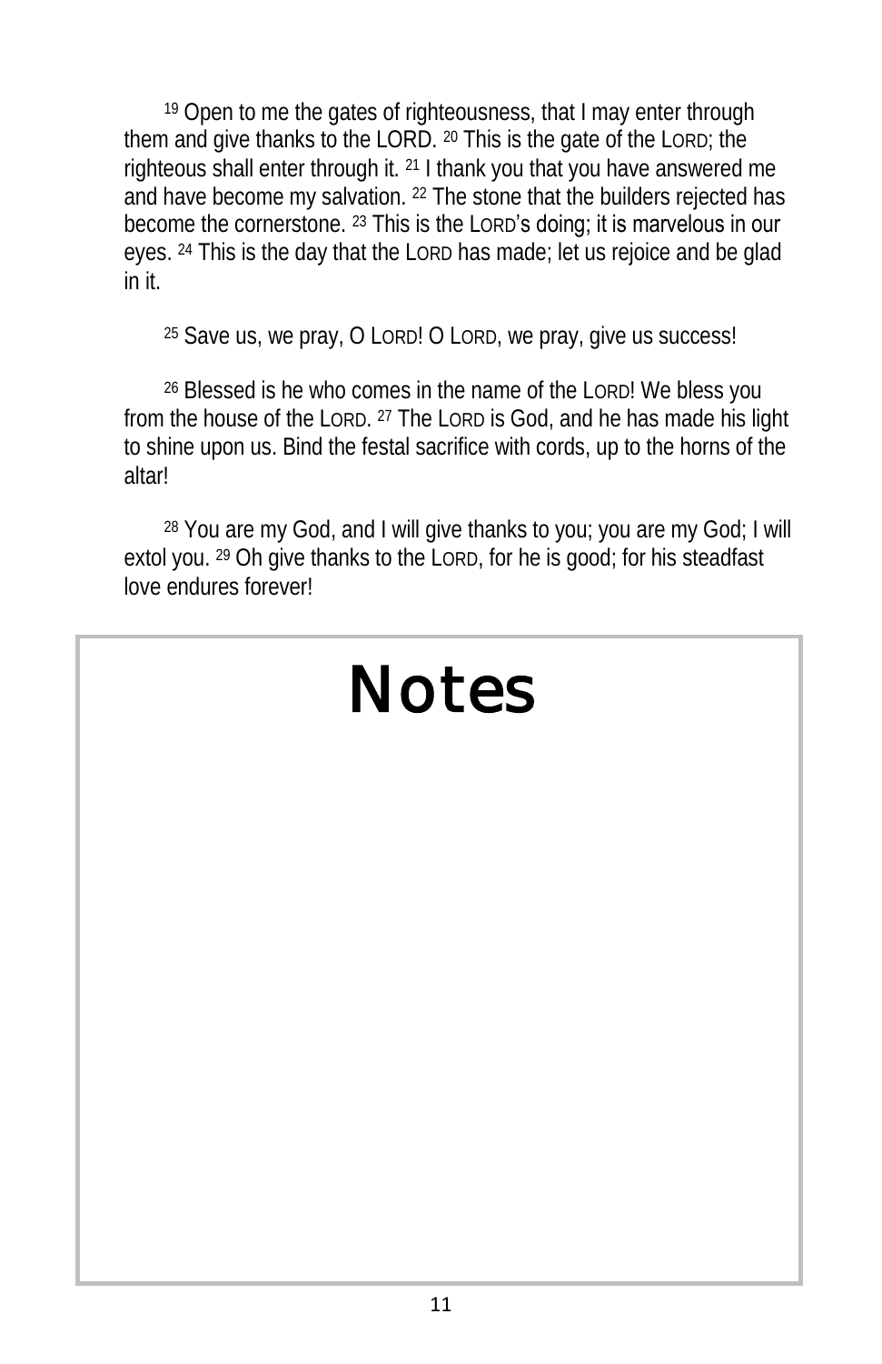[19] Open to me the gates of righteousness, that I may enter through them and give thanks to the LORD. [20] This is the gate of the LORD; the righteous shall enter through it. [21] I thank you that you have answered me and have become my salvation. [22] The stone that the builders rejected has become the cornerstone. [23] This is the LORD's doing; it is marvelous in our eyes. [24] This is the day that the LORD has made; let us rejoice and be glad in it.

[25] Save us, we pray, O LORD! O LORD, we pray, give us success!

[26] Blessed is he who comes in the name of the LORD! We bless you from the house of the LORD. [27] The LORD is God, and he has made his light to shine upon us. Bind the festal sacrifice with cords, up to the horns of the altar!

[28] You are my God, and I will give thanks to you; you are my God; I will extol you. [29] Oh give thanks to the LORD, for he is good; for his steadfast love endures forever!

# Notes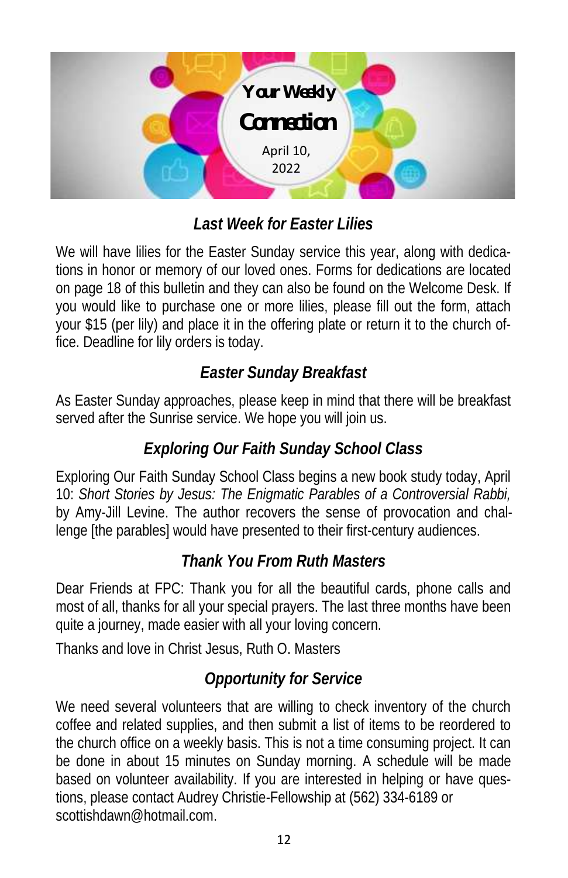# Your Weekly Connection

April 10, 2022

## *Last Week for Easter Lilies*

We will have lilies for the Easter Sunday service this year, along with dedications in honor or memory of our loved ones. Forms for dedications are located on page 18 of this bulletin and they can also be found on the Welcome Desk. If you would like to purchase one or more lilies, please fill out the form, attach your $15 (per lily) and place it in the offering plate or return it to the church office. Deadline for lily orders is today.

## *Easter Sunday Breakfast*

As Easter Sunday approaches, please keep in mind that there will be breakfast served after the Sunrise service. We hope you will join us.

## *Exploring Our Faith Sunday School Class*

Exploring Our Faith Sunday School Class begins a new book study today, April 10: *Short Stories by Jesus: The Enigmatic Parables of a Controversial Rabbi,* by Amy-Jill Levine. The author recovers the sense of provocation and challenge [the parables] would have presented to their first-century audiences.

## *Thank You From Ruth Masters*

Dear Friends at FPC: Thank you for all the beautiful cards, phone calls and most of all, thanks for all your special prayers. The last three months have been quite a journey, made easier with all your loving concern.

Thanks and love in Christ Jesus, Ruth O. Masters

## *Opportunity for Service*

We need several volunteers that are willing to check inventory of the church coffee and related supplies, and then submit a list of items to be reordered to the church office on a weekly basis. This is not a time consuming project. It can be done in about 15 minutes on Sunday morning. A schedule will be made based on volunteer availability. If you are interested in helping or have questions, please contact Audrey Christie-Fellowship at (562) 334-6189 or scottishdawn@hotmail.com.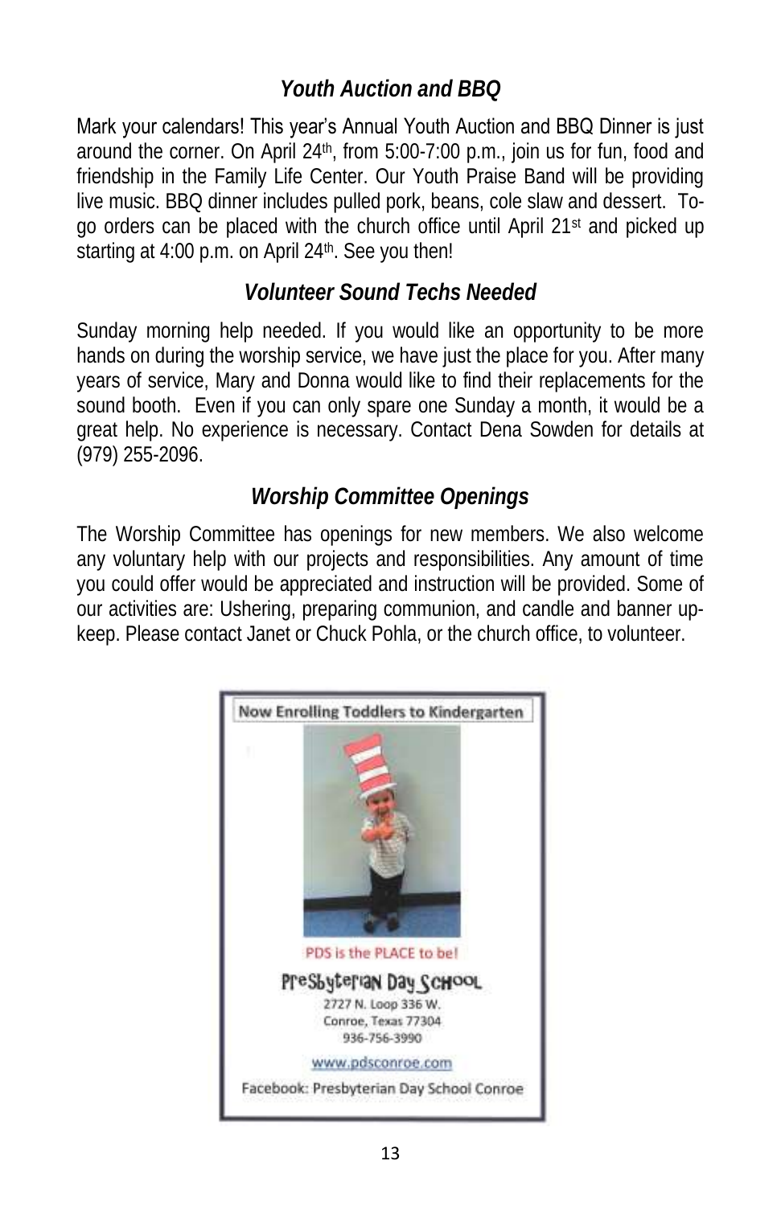### *Youth Auction and BBQ*

Mark your calendars! This year's Annual Youth Auction and BBQ Dinner is just around the corner. On April 24th, from 5:00-7:00 p.m., join us for fun, food and friendship in the Family Life Center. Our Youth Praise Band will be providing live music. BBQ dinner includes pulled pork, beans, cole slaw and dessert. To-go orders can be placed with the church office until April 21st and picked up starting at 4:00 p.m. on April 24th. See you then!

### *Volunteer Sound Techs Needed*

Sunday morning help needed. If you would like an opportunity to be more hands on during the worship service, we have just the place for you. After many years of service, Mary and Donna would like to find their replacements for the sound booth. Even if you can only spare one Sunday a month, it would be a great help. No experience is necessary. Contact Dena Sowden for details at (979) 255-2096.

### *Worship Committee Openings*

The Worship Committee has openings for new members. We also welcome any voluntary help with our projects and responsibilities. Any amount of time you could offer would be appreciated and instruction will be provided. Some of our activities are: Ushering, preparing communion, and candle and banner up-keep. Please contact Janet or Chuck Pohla, or the church office, to volunteer.

Now Enrolling Toddlers to Kindergarten

PDS is the PLACE to be!

Presbyterian Day School
2727 N. Loop 336 W.
Conroe, Texas 77304
936-756-3990

www.pdsconroe.com

Facebook: Presbyterian Day School Conroe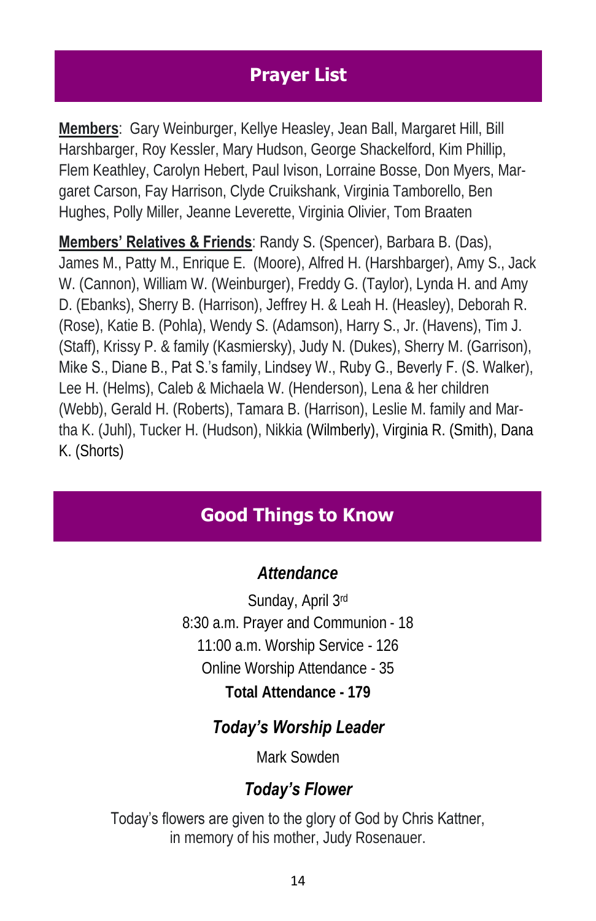## Prayer List

**Members**: Gary Weinburger, Kellye Heasley, Jean Ball, Margaret Hill, Bill Harshbarger, Roy Kessler, Mary Hudson, George Shackelford, Kim Phillip, Flem Keathley, Carolyn Hebert, Paul Ivison, Lorraine Bosse, Don Myers, Margaret Carson, Fay Harrison, Clyde Cruikshank, Virginia Tamborello, Ben Hughes, Polly Miller, Jeanne Leverette, Virginia Olivier, Tom Braaten

**Members' Relatives & Friends**: Randy S. (Spencer), Barbara B. (Das), James M., Patty M., Enrique E. (Moore), Alfred H. (Harshbarger), Amy S., Jack W. (Cannon), William W. (Weinburger), Freddy G. (Taylor), Lynda H. and Amy D. (Ebanks), Sherry B. (Harrison), Jeffrey H. & Leah H. (Heasley), Deborah R. (Rose), Katie B. (Pohla), Wendy S. (Adamson), Harry S., Jr. (Havens), Tim J. (Staff), Krissy P. & family (Kasmiersky), Judy N. (Dukes), Sherry M. (Garrison), Mike S., Diane B., Pat S.'s family, Lindsey W., Ruby G., Beverly F. (S. Walker), Lee H. (Helms), Caleb & Michaela W. (Henderson), Lena & her children (Webb), Gerald H. (Roberts), Tamara B. (Harrison), Leslie M. family and Martha K. (Juhl), Tucker H. (Hudson), Nikkia (Wilmberly), Virginia R. (Smith), Dana K. (Shorts)

## Good Things to Know

### *Attendance*

Sunday, April 3rd

8:30 a.m. Prayer and Communion - 18

11:00 a.m. Worship Service - 126

Online Worship Attendance - 35

**Total Attendance - 179**

### *Today's Worship Leader*

Mark Sowden

### *Today's Flower*

Today's flowers are given to the glory of God by Chris Kattner, in memory of his mother, Judy Rosenauer.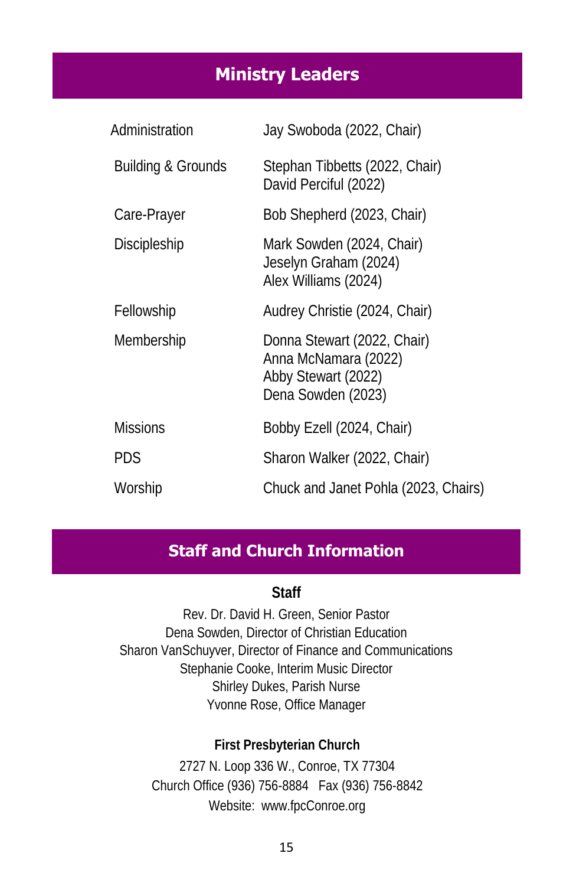## Ministry Leaders

| | |
|---|---|
| Administration | Jay Swoboda (2022, Chair) |
| Building & Grounds | Stephan Tibbetts (2022, Chair)<br>David Perciful (2022) |
| Care-Prayer | Bob Shepherd (2023, Chair) |
| Discipleship | Mark Sowden (2024, Chair)<br>Jeselyn Graham (2024)<br>Alex Williams (2024) |
| Fellowship | Audrey Christie (2024, Chair) |
| Membership | Donna Stewart (2022, Chair)<br>Anna McNamara (2022)<br>Abby Stewart (2022)<br>Dena Sowden (2023) |
| Missions | Bobby Ezell (2024, Chair) |
| PDS | Sharon Walker (2022, Chair) |
| Worship | Chuck and Janet Pohla (2023, Chairs) |

## Staff and Church Information

### Staff

Rev. Dr. David H. Green, Senior Pastor
Dena Sowden, Director of Christian Education
Sharon VanSchuyver, Director of Finance and Communications
Stephanie Cooke, Interim Music Director
Shirley Dukes, Parish Nurse
Yvonne Rose, Office Manager

### First Presbyterian Church

2727 N. Loop 336 W., Conroe, TX 77304
Church Office (936) 756-8884 Fax (936) 756-8842
Website: www.fpcConroe.org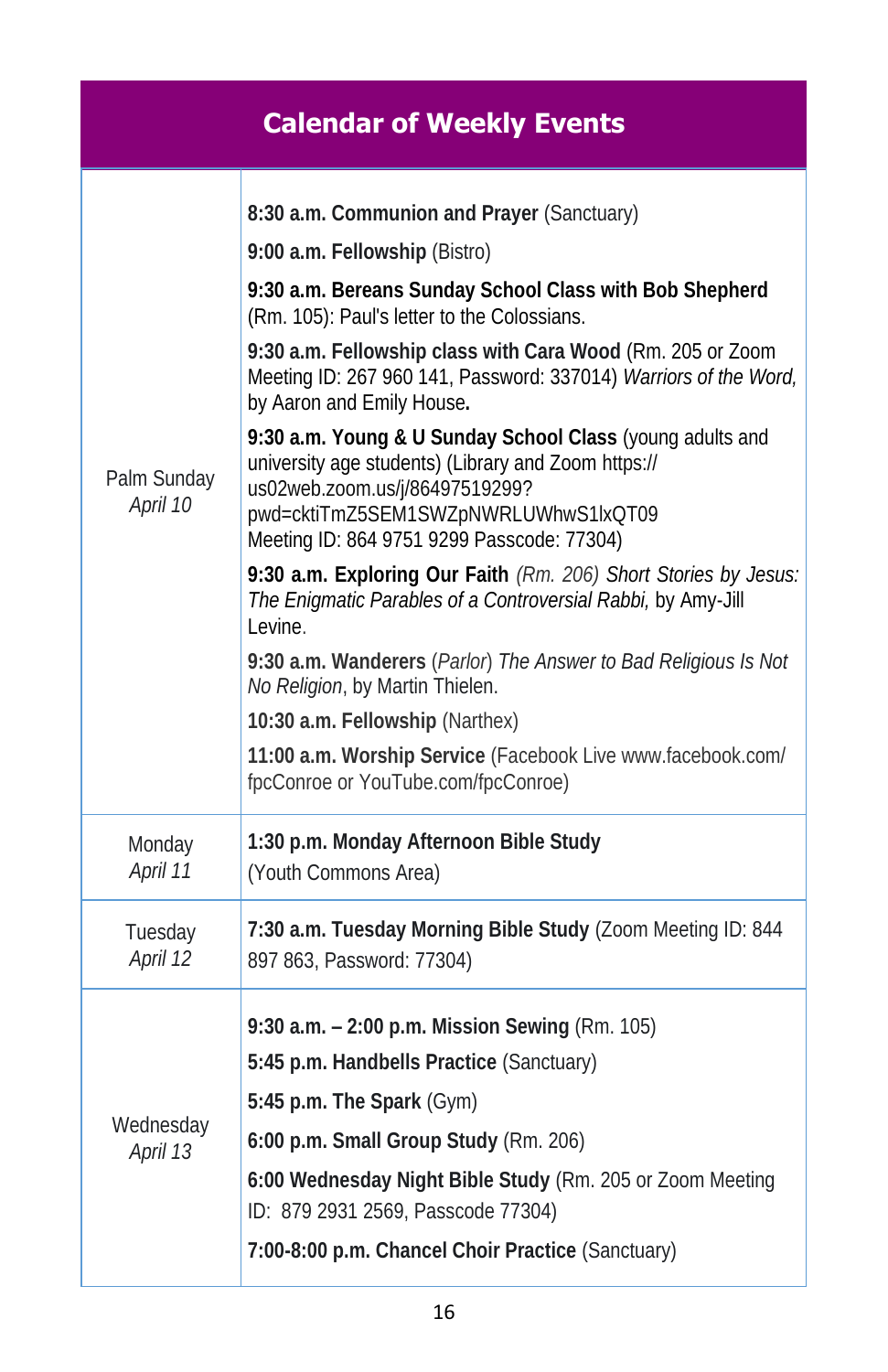## Calendar of Weekly Events

| | |
|---|---|
| Palm Sunday *April 10* | **8:30 a.m. Communion and Prayer** (Sanctuary)<br>**9:00 a.m. Fellowship** (Bistro)<br>**9:30 a.m. Bereans Sunday School Class with Bob Shepherd** (Rm. 105): Paul's letter to the Colossians.<br>**9:30 a.m. Fellowship class with Cara Wood** (Rm. 205 or Zoom Meeting ID: 267 960 141, Password: 337014) *Warriors of the Word,* by Aaron and Emily House**.**<br>**9:30 a.m. Young & U Sunday School Class** (young adults and university age students) (Library and Zoom https://us02web.zoom.us/j/86497519299?pwd=cktiTmZ5SEM1SWZpNWRLUWhwS1lxQT09 Meeting ID: 864 9751 9299 Passcode: 77304)<br>**9:30 a.m. Exploring Our Faith** *(Rm. 206) Short Stories by Jesus: The Enigmatic Parables of a Controversial Rabbi,* by Amy-Jill Levine.<br>**9:30 a.m. Wanderers** (*Parlor*) *The Answer to Bad Religious Is Not No Religion*, by Martin Thielen.<br>**10:30 a.m. Fellowship** (Narthex)<br>**11:00 a.m. Worship Service** (Facebook Live www.facebook.com/fpcConroe or YouTube.com/fpcConroe) |
| Monday *April 11* | **1:30 p.m. Monday Afternoon Bible Study** (Youth Commons Area) |
| Tuesday *April 12* | **7:30 a.m. Tuesday Morning Bible Study** (Zoom Meeting ID: 844 897 863, Password: 77304) |
| Wednesday *April 13* | **9:30 a.m. – 2:00 p.m. Mission Sewing** (Rm. 105)<br>**5:45 p.m. Handbells Practice** (Sanctuary)<br>**5:45 p.m. The Spark** (Gym)<br>**6:00 p.m. Small Group Study** (Rm. 206)<br>**6:00 Wednesday Night Bible Study** (Rm. 205 or Zoom Meeting ID: 879 2931 2569, Passcode 77304)<br>**7:00-8:00 p.m. Chancel Choir Practice** (Sanctuary) |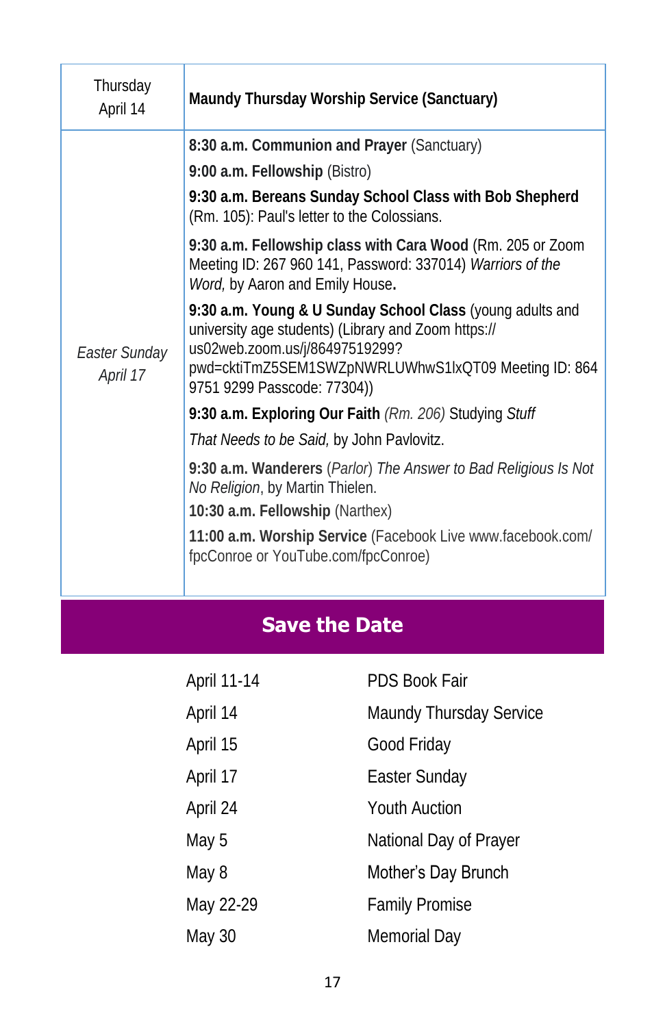| Thursday April 14 | **Maundy Thursday Worship Service (Sanctuary)** |
|---|---|
| *Easter Sunday April 17* | **8:30 a.m. Communion and Prayer** (Sanctuary)<br>**9:00 a.m. Fellowship** (Bistro)<br>**9:30 a.m. Bereans Sunday School Class with Bob Shepherd** (Rm. 105): Paul's letter to the Colossians.<br>**9:30 a.m. Fellowship class with Cara Wood** (Rm. 205 or Zoom Meeting ID: 267 960 141, Password: 337014) *Warriors of the Word,* by Aaron and Emily House**.**<br>**9:30 a.m. Young & U Sunday School Class** (young adults and university age students) (Library and Zoom https://us02web.zoom.us/j/86497519299?pwd=cktiTmZ5SEM1SWZpNWRLUWhwS1lxQT09 Meeting ID: 864 9751 9299 Passcode: 77304))<br>**9:30 a.m. Exploring Our Faith** *(Rm. 206)* Studying *Stuff That Needs to be Said,* by John Pavlovitz.<br>**9:30 a.m. Wanderers** (*Parlor*) *The Answer to Bad Religious Is Not No Religion*, by Martin Thielen.<br>**10:30 a.m. Fellowship** (Narthex)<br>**11:00 a.m. Worship Service** (Facebook Live www.facebook.com/fpcConroe or YouTube.com/fpcConroe) |

## Save the Date

| | |
|---|---|
| April 11-14 | PDS Book Fair |
| April 14 | Maundy Thursday Service |
| April 15 | Good Friday |
| April 17 | Easter Sunday |
| April 24 | Youth Auction |
| May 5 | National Day of Prayer |
| May 8 | Mother's Day Brunch |
| May 22-29 | Family Promise |
| May 30 | Memorial Day |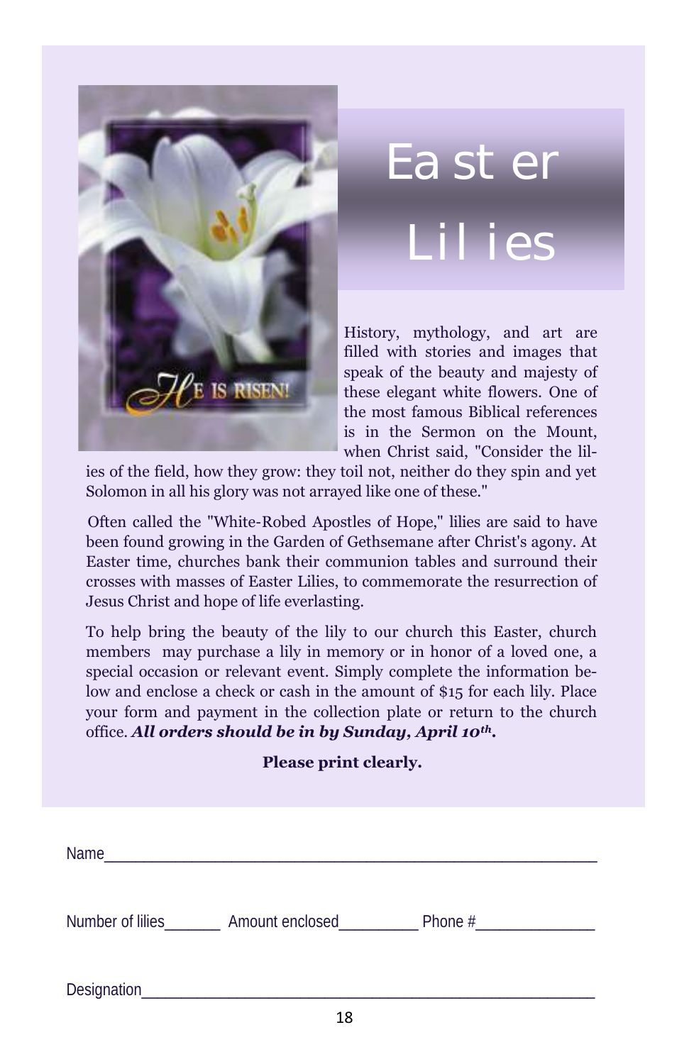# Easter Lilies

History, mythology, and art are filled with stories and images that speak of the beauty and majesty of these elegant white flowers. One of the most famous Biblical references is in the Sermon on the Mount, when Christ said, "Consider the lilies of the field, how they grow: they toil not, neither do they spin and yet Solomon in all his glory was not arrayed like one of these."

Often called the "White-Robed Apostles of Hope," lilies are said to have been found growing in the Garden of Gethsemane after Christ's agony. At Easter time, churches bank their communion tables and surround their crosses with masses of Easter Lilies, to commemorate the resurrection of Jesus Christ and hope of life everlasting.

To help bring the beauty of the lily to our church this Easter, church members may purchase a lily in memory or in honor of a loved one, a special occasion or relevant event. Simply complete the information below and enclose a check or cash in the amount of $15 for each lily. Place your form and payment in the collection plate or return to the church office. ***All orders should be in by Sunday, April 10th.***

**Please print clearly.**

Name_____________________________________________________

Number of lilies_______ Amount enclosed_________ Phone #______________

Designation_________________________________________________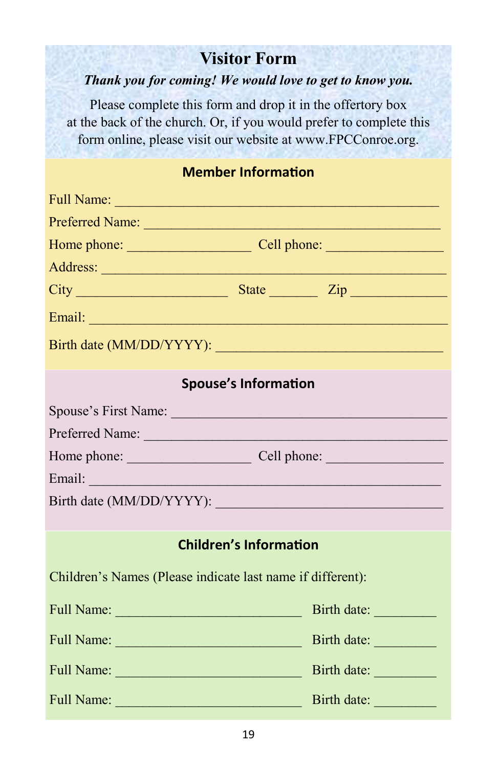# Visitor Form

***Thank you for coming! We would love to get to know you.***

Please complete this form and drop it in the offertory box at the back of the church. Or, if you would prefer to complete this form online, please visit our website at www.FPCConroe.org.

## Member Information

Full Name: ______________________________________________

Preferred Name: __________________________________________

Home phone: _________________ Cell phone: ________________

Address: ________________________________________________

City _____________________ State _______ Zip _____________

Email: __________________________________________________

Birth date (MM/DD/YYYY): ________________________________

## Spouse's Information

Spouse's First Name: ______________________________________

Preferred Name: __________________________________________

Home phone: _________________ Cell phone: ________________

Email: _________________________________________________

Birth date (MM/DD/YYYY): ________________________________

## Children's Information

Children's Names (Please indicate last name if different):

Full Name: __________________________ Birth date: _________

Full Name: __________________________ Birth date: _________

Full Name: __________________________ Birth date: _________

Full Name: __________________________ Birth date: _________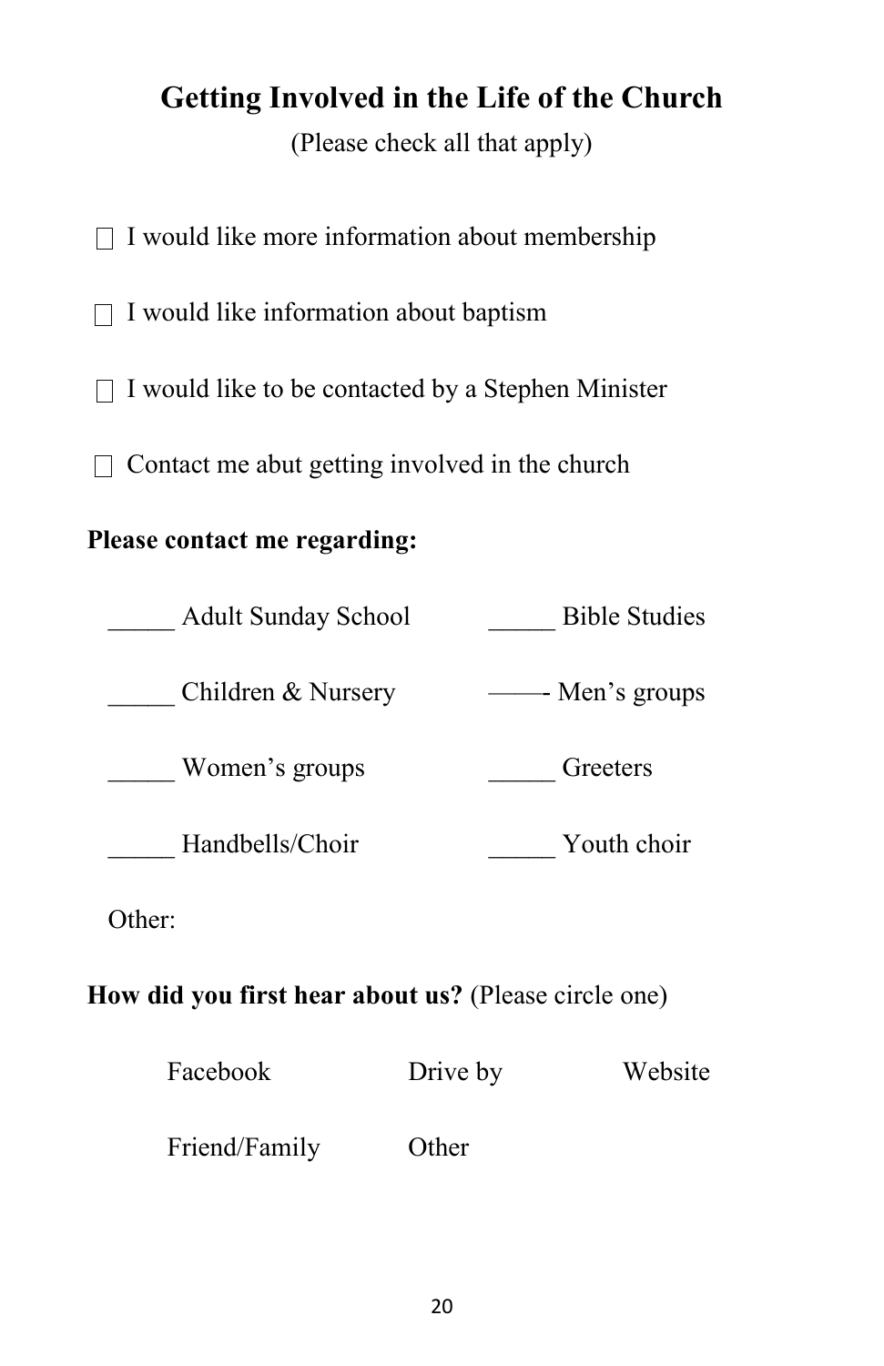## Getting Involved in the Life of the Church

(Please check all that apply)

- ☐ I would like more information about membership
- ☐ I would like information about baptism
- ☐ I would like to be contacted by a Stephen Minister
- ☐ Contact me abut getting involved in the church

**Please contact me regarding:**

| | |
|---|---|
| _____ Adult Sunday School | _____ Bible Studies |
| _____ Children & Nursery | ——- Men's groups |
| _____ Women's groups | _____ Greeters |
| _____ Handbells/Choir | _____ Youth choir |

Other:

**How did you first hear about us?** (Please circle one)

| | | |
|---|---|---|
| Facebook | Drive by | Website |
| Friend/Family | Other | |